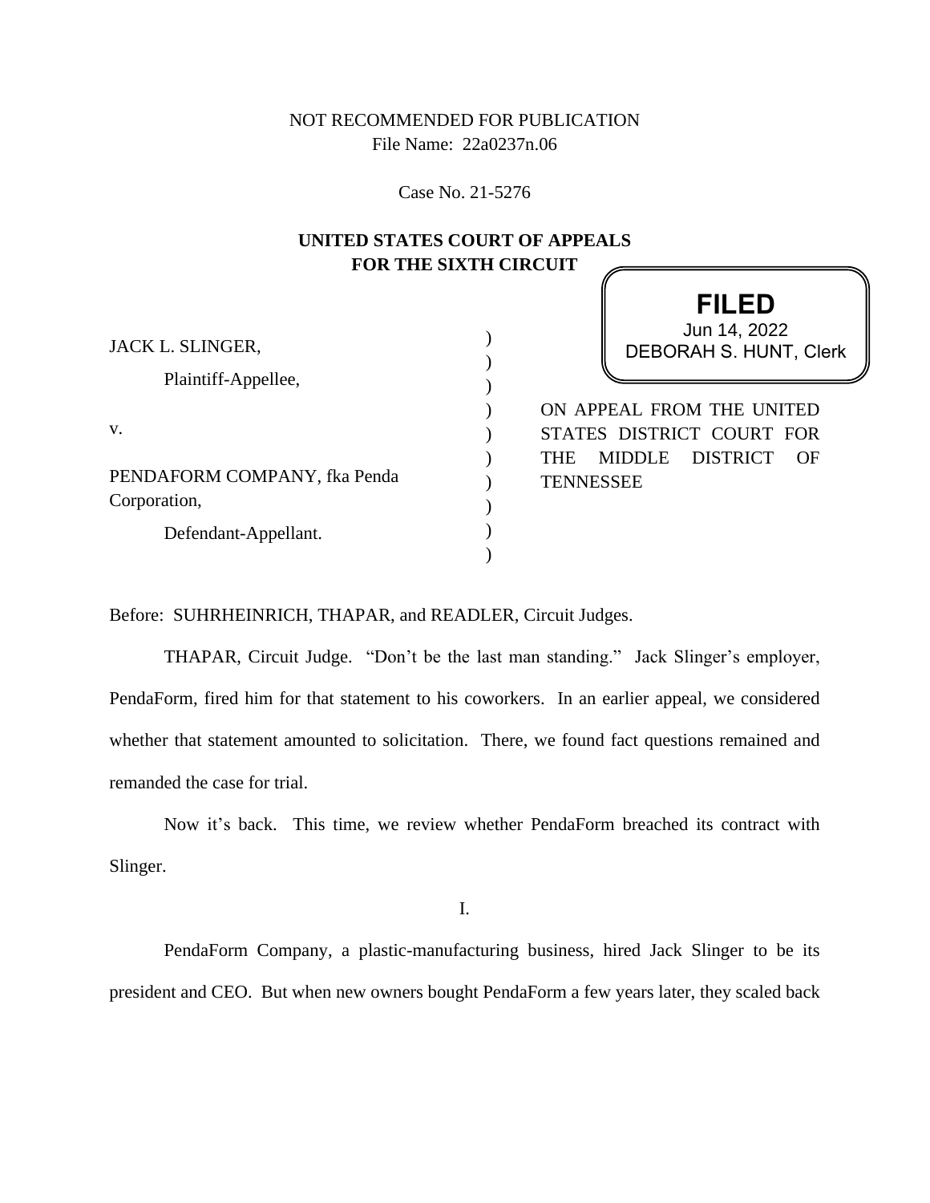NOT RECOMMENDED FOR PUBLICATION
File Name: 22a0237n.06

Case No. 21-5276

**UNITED STATES COURT OF APPEALS**
**FOR THE SIXTH CIRCUIT**

**FILED**
Jun 14, 2022
DEBORAH S. HUNT, Clerk

JACK L. SLINGER,

Plaintiff-Appellee,

v.

PENDAFORM COMPANY, fka Penda Corporation,

Defendant-Appellant.

ON APPEAL FROM THE UNITED STATES DISTRICT COURT FOR THE MIDDLE DISTRICT OF TENNESSEE

Before: SUHRHEINRICH, THAPAR, and READLER, Circuit Judges.

THAPAR, Circuit Judge. "Don't be the last man standing." Jack Slinger's employer, PendaForm, fired him for that statement to his coworkers. In an earlier appeal, we considered whether that statement amounted to solicitation. There, we found fact questions remained and remanded the case for trial.

Now it's back. This time, we review whether PendaForm breached its contract with Slinger.

I.

PendaForm Company, a plastic-manufacturing business, hired Jack Slinger to be its president and CEO. But when new owners bought PendaForm a few years later, they scaled back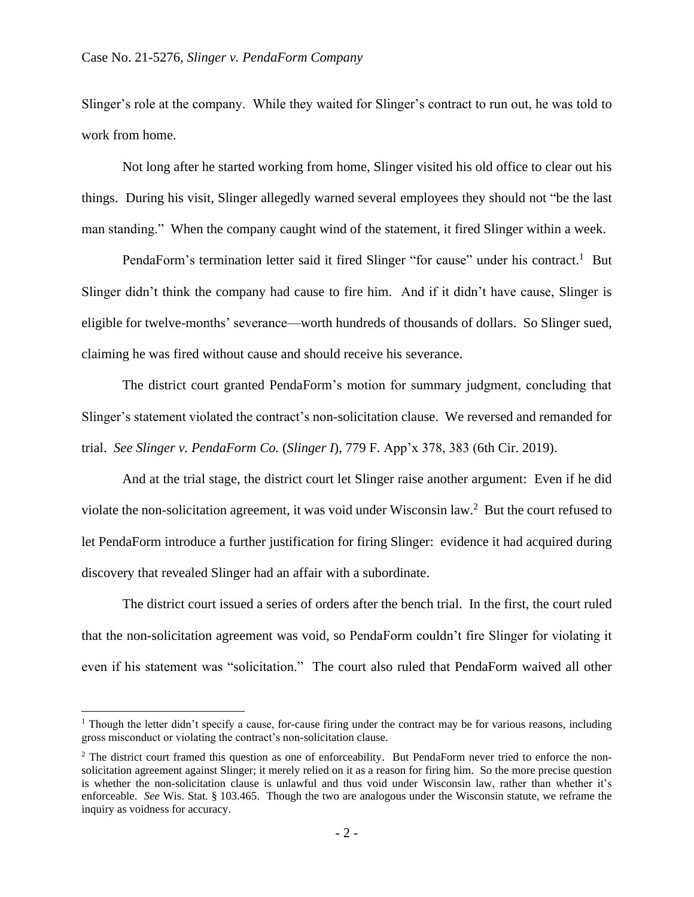Slinger's role at the company. While they waited for Slinger's contract to run out, he was told to work from home.

Not long after he started working from home, Slinger visited his old office to clear out his things. During his visit, Slinger allegedly warned several employees they should not "be the last man standing." When the company caught wind of the statement, it fired Slinger within a week.

PendaForm's termination letter said it fired Slinger "for cause" under his contract.[1] But Slinger didn't think the company had cause to fire him. And if it didn't have cause, Slinger is eligible for twelve-months' severance—worth hundreds of thousands of dollars. So Slinger sued, claiming he was fired without cause and should receive his severance.

The district court granted PendaForm's motion for summary judgment, concluding that Slinger's statement violated the contract's non-solicitation clause. We reversed and remanded for trial. *See Slinger v. PendaForm Co.* (*Slinger I*), 779 F. App'x 378, 383 (6th Cir. 2019).

And at the trial stage, the district court let Slinger raise another argument: Even if he did violate the non-solicitation agreement, it was void under Wisconsin law.[2] But the court refused to let PendaForm introduce a further justification for firing Slinger: evidence it had acquired during discovery that revealed Slinger had an affair with a subordinate.

The district court issued a series of orders after the bench trial. In the first, the court ruled that the non-solicitation agreement was void, so PendaForm couldn't fire Slinger for violating it even if his statement was "solicitation." The court also ruled that PendaForm waived all other

---

[1] Though the letter didn't specify a cause, for-cause firing under the contract may be for various reasons, including gross misconduct or violating the contract's non-solicitation clause.

[2] The district court framed this question as one of enforceability. But PendaForm never tried to enforce the non-solicitation agreement against Slinger; it merely relied on it as a reason for firing him. So the more precise question is whether the non-solicitation clause is unlawful and thus void under Wisconsin law, rather than whether it's enforceable. *See* Wis. Stat. § 103.465. Though the two are analogous under the Wisconsin statute, we reframe the inquiry as voidness for accuracy.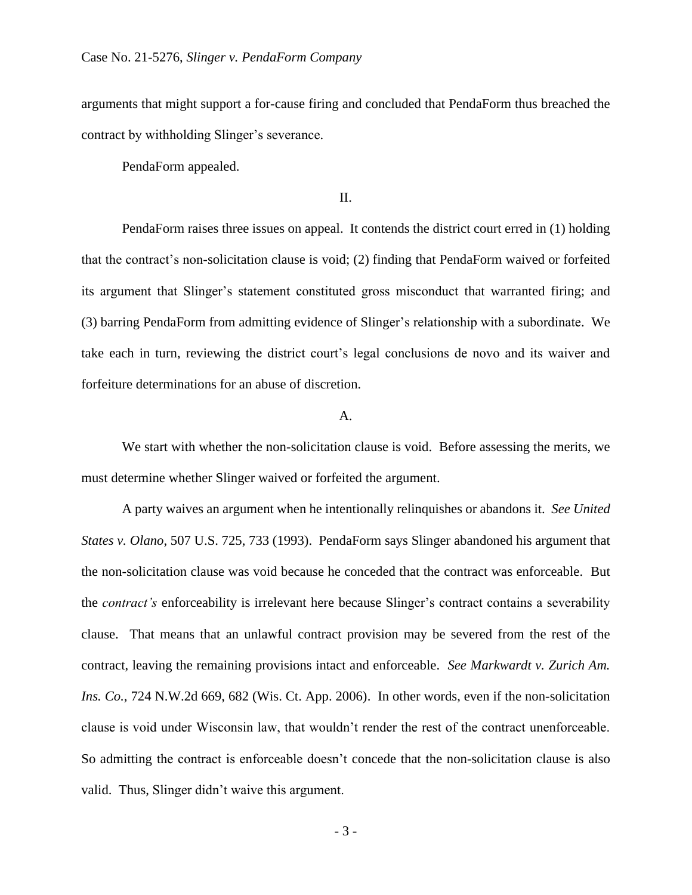arguments that might support a for-cause firing and concluded that PendaForm thus breached the contract by withholding Slinger's severance.

PendaForm appealed.

II.

PendaForm raises three issues on appeal. It contends the district court erred in (1) holding that the contract's non-solicitation clause is void; (2) finding that PendaForm waived or forfeited its argument that Slinger's statement constituted gross misconduct that warranted firing; and (3) barring PendaForm from admitting evidence of Slinger's relationship with a subordinate. We take each in turn, reviewing the district court's legal conclusions de novo and its waiver and forfeiture determinations for an abuse of discretion.

A.

We start with whether the non-solicitation clause is void. Before assessing the merits, we must determine whether Slinger waived or forfeited the argument.

A party waives an argument when he intentionally relinquishes or abandons it. *See United States v. Olano*, 507 U.S. 725, 733 (1993). PendaForm says Slinger abandoned his argument that the non-solicitation clause was void because he conceded that the contract was enforceable. But the *contract's* enforceability is irrelevant here because Slinger's contract contains a severability clause. That means that an unlawful contract provision may be severed from the rest of the contract, leaving the remaining provisions intact and enforceable. *See Markwardt v. Zurich Am. Ins. Co.*, 724 N.W.2d 669, 682 (Wis. Ct. App. 2006). In other words, even if the non-solicitation clause is void under Wisconsin law, that wouldn't render the rest of the contract unenforceable. So admitting the contract is enforceable doesn't concede that the non-solicitation clause is also valid. Thus, Slinger didn't waive this argument.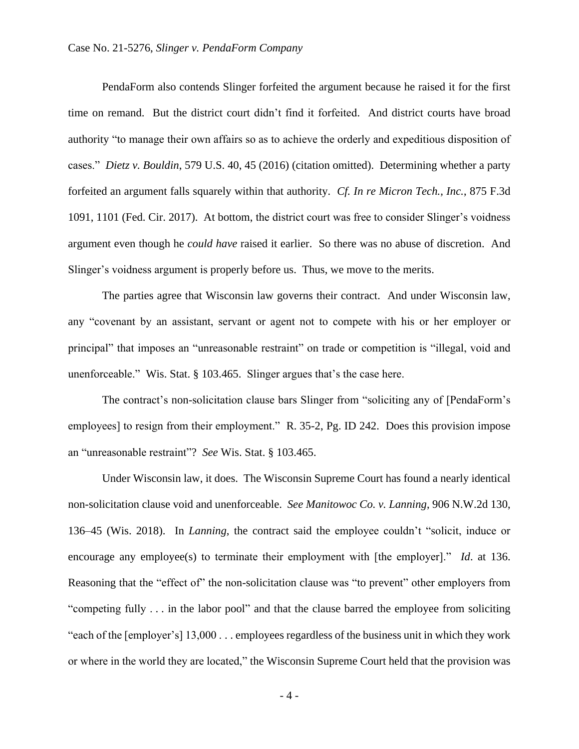PendaForm also contends Slinger forfeited the argument because he raised it for the first time on remand. But the district court didn't find it forfeited. And district courts have broad authority "to manage their own affairs so as to achieve the orderly and expeditious disposition of cases." *Dietz v. Bouldin*, 579 U.S. 40, 45 (2016) (citation omitted). Determining whether a party forfeited an argument falls squarely within that authority. *Cf. In re Micron Tech., Inc.*, 875 F.3d 1091, 1101 (Fed. Cir. 2017). At bottom, the district court was free to consider Slinger's voidness argument even though he *could have* raised it earlier. So there was no abuse of discretion. And Slinger's voidness argument is properly before us. Thus, we move to the merits.

The parties agree that Wisconsin law governs their contract. And under Wisconsin law, any "covenant by an assistant, servant or agent not to compete with his or her employer or principal" that imposes an "unreasonable restraint" on trade or competition is "illegal, void and unenforceable." Wis. Stat. § 103.465. Slinger argues that's the case here.

The contract's non-solicitation clause bars Slinger from "soliciting any of [PendaForm's employees] to resign from their employment." R. 35-2, Pg. ID 242. Does this provision impose an "unreasonable restraint"? *See* Wis. Stat. § 103.465.

Under Wisconsin law, it does. The Wisconsin Supreme Court has found a nearly identical non-solicitation clause void and unenforceable. *See Manitowoc Co. v. Lanning*, 906 N.W.2d 130, 136–45 (Wis. 2018). In *Lanning*, the contract said the employee couldn't "solicit, induce or encourage any employee(s) to terminate their employment with [the employer]." *Id*. at 136. Reasoning that the "effect of" the non-solicitation clause was "to prevent" other employers from "competing fully . . . in the labor pool" and that the clause barred the employee from soliciting "each of the [employer's] 13,000 . . . employees regardless of the business unit in which they work or where in the world they are located," the Wisconsin Supreme Court held that the provision was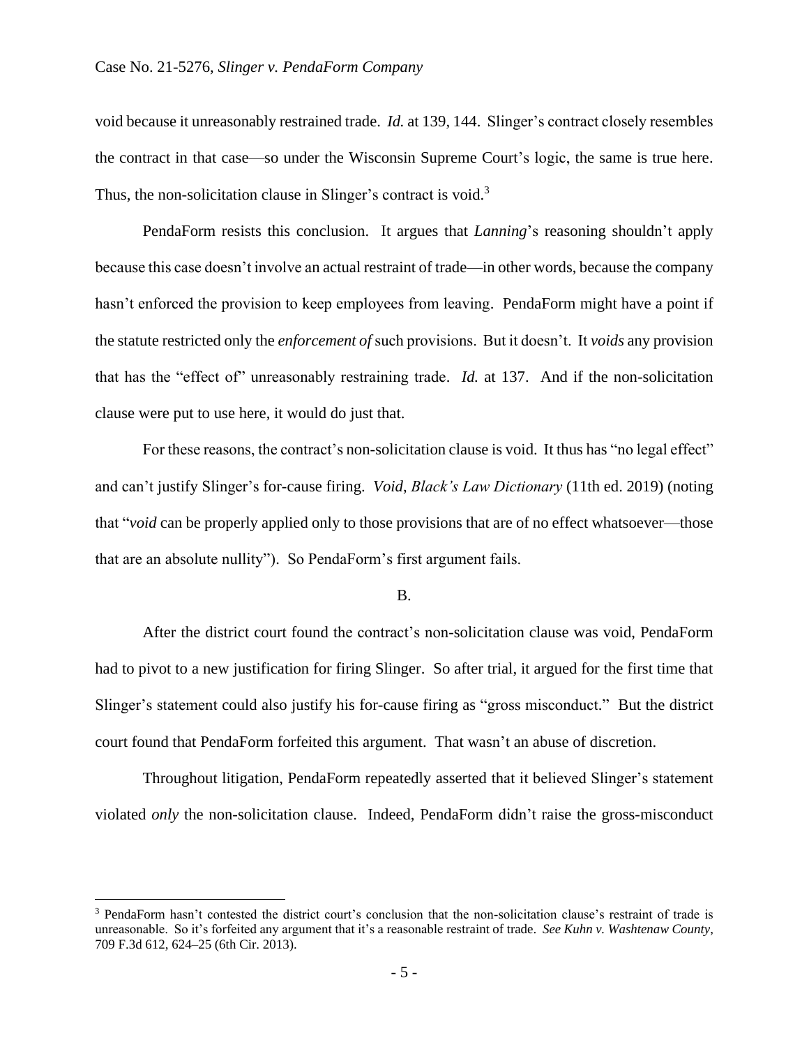void because it unreasonably restrained trade. *Id.* at 139, 144. Slinger's contract closely resembles the contract in that case—so under the Wisconsin Supreme Court's logic, the same is true here. Thus, the non-solicitation clause in Slinger's contract is void.[3]

PendaForm resists this conclusion. It argues that *Lanning*'s reasoning shouldn't apply because this case doesn't involve an actual restraint of trade—in other words, because the company hasn't enforced the provision to keep employees from leaving. PendaForm might have a point if the statute restricted only the *enforcement of* such provisions. But it doesn't. It *voids* any provision that has the "effect of" unreasonably restraining trade. *Id.* at 137. And if the non-solicitation clause were put to use here, it would do just that.

For these reasons, the contract's non-solicitation clause is void. It thus has "no legal effect" and can't justify Slinger's for-cause firing. *Void*, *Black's Law Dictionary* (11th ed. 2019) (noting that "*void* can be properly applied only to those provisions that are of no effect whatsoever—those that are an absolute nullity"). So PendaForm's first argument fails.

B.

After the district court found the contract's non-solicitation clause was void, PendaForm had to pivot to a new justification for firing Slinger. So after trial, it argued for the first time that Slinger's statement could also justify his for-cause firing as "gross misconduct." But the district court found that PendaForm forfeited this argument. That wasn't an abuse of discretion.

Throughout litigation, PendaForm repeatedly asserted that it believed Slinger's statement violated *only* the non-solicitation clause. Indeed, PendaForm didn't raise the gross-misconduct

---

[3] PendaForm hasn't contested the district court's conclusion that the non-solicitation clause's restraint of trade is unreasonable. So it's forfeited any argument that it's a reasonable restraint of trade. *See Kuhn v. Washtenaw County*, 709 F.3d 612, 624–25 (6th Cir. 2013).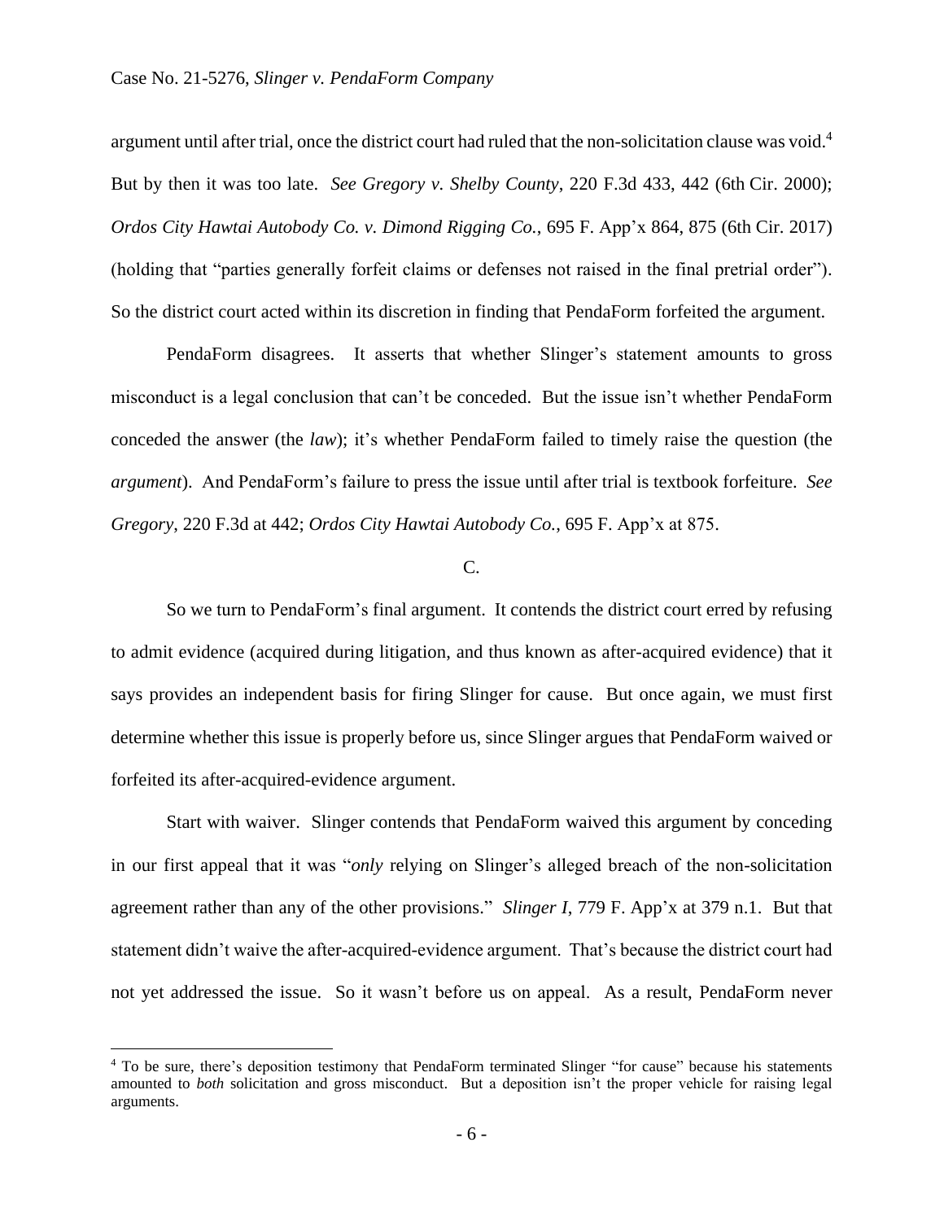argument until after trial, once the district court had ruled that the non-solicitation clause was void.[4] But by then it was too late. *See Gregory v. Shelby County*, 220 F.3d 433, 442 (6th Cir. 2000); *Ordos City Hawtai Autobody Co. v. Dimond Rigging Co.*, 695 F. App'x 864, 875 (6th Cir. 2017) (holding that "parties generally forfeit claims or defenses not raised in the final pretrial order"). So the district court acted within its discretion in finding that PendaForm forfeited the argument.

PendaForm disagrees. It asserts that whether Slinger's statement amounts to gross misconduct is a legal conclusion that can't be conceded. But the issue isn't whether PendaForm conceded the answer (the *law*); it's whether PendaForm failed to timely raise the question (the *argument*). And PendaForm's failure to press the issue until after trial is textbook forfeiture. *See Gregory*, 220 F.3d at 442; *Ordos City Hawtai Autobody Co.*, 695 F. App'x at 875.

C.

So we turn to PendaForm's final argument. It contends the district court erred by refusing to admit evidence (acquired during litigation, and thus known as after-acquired evidence) that it says provides an independent basis for firing Slinger for cause. But once again, we must first determine whether this issue is properly before us, since Slinger argues that PendaForm waived or forfeited its after-acquired-evidence argument.

Start with waiver. Slinger contends that PendaForm waived this argument by conceding in our first appeal that it was "*only* relying on Slinger's alleged breach of the non-solicitation agreement rather than any of the other provisions." *Slinger I*, 779 F. App'x at 379 n.1. But that statement didn't waive the after-acquired-evidence argument. That's because the district court had not yet addressed the issue. So it wasn't before us on appeal. As a result, PendaForm never

[4] To be sure, there's deposition testimony that PendaForm terminated Slinger "for cause" because his statements amounted to *both* solicitation and gross misconduct. But a deposition isn't the proper vehicle for raising legal arguments.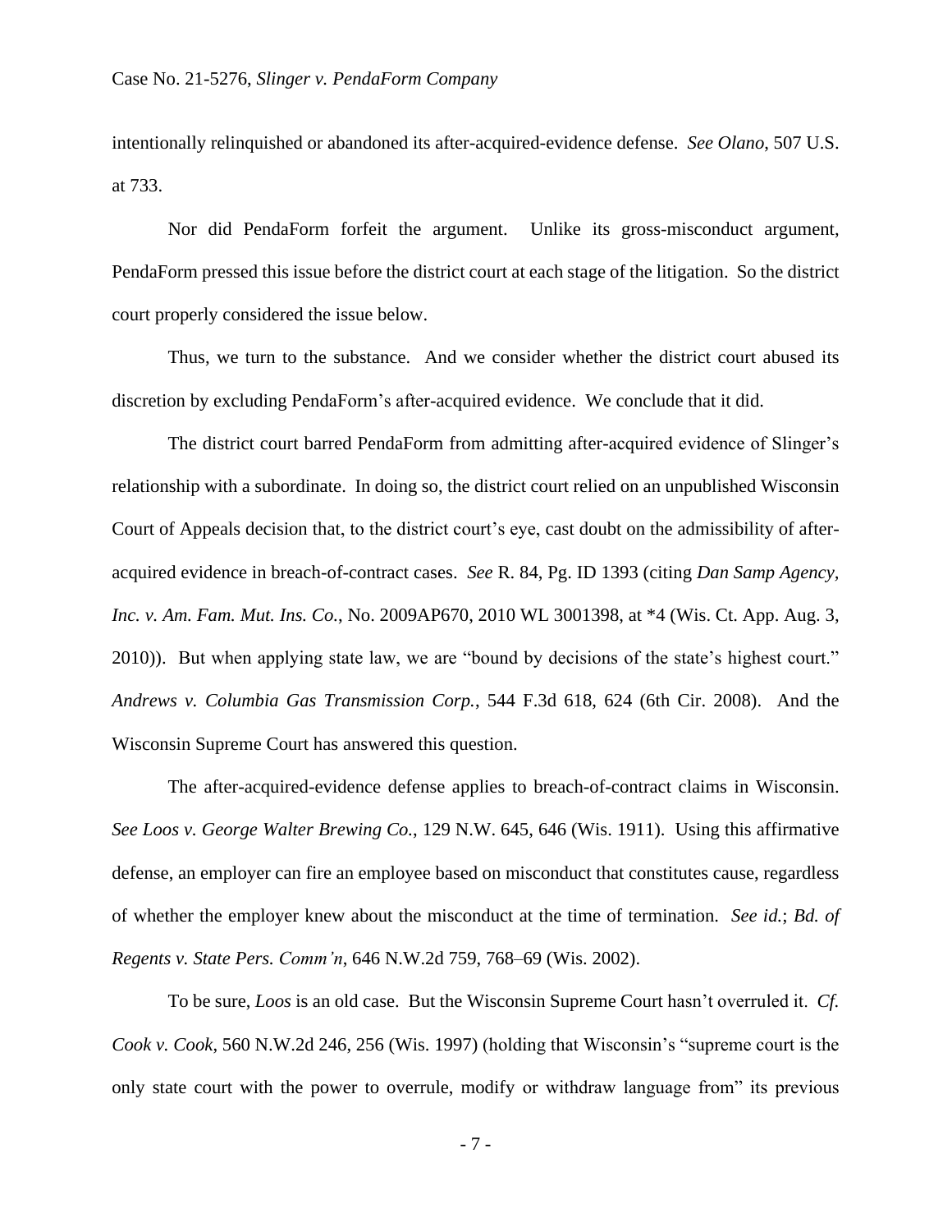intentionally relinquished or abandoned its after-acquired-evidence defense. *See Olano*, 507 U.S. at 733.

Nor did PendaForm forfeit the argument. Unlike its gross-misconduct argument, PendaForm pressed this issue before the district court at each stage of the litigation. So the district court properly considered the issue below.

Thus, we turn to the substance. And we consider whether the district court abused its discretion by excluding PendaForm's after-acquired evidence. We conclude that it did.

The district court barred PendaForm from admitting after-acquired evidence of Slinger's relationship with a subordinate. In doing so, the district court relied on an unpublished Wisconsin Court of Appeals decision that, to the district court's eye, cast doubt on the admissibility of after-acquired evidence in breach-of-contract cases. *See* R. 84, Pg. ID 1393 (citing *Dan Samp Agency, Inc. v. Am. Fam. Mut. Ins. Co.*, No. 2009AP670, 2010 WL 3001398, at *4 (Wis. Ct. App. Aug. 3, 2010)). But when applying state law, we are "bound by decisions of the state's highest court." *Andrews v. Columbia Gas Transmission Corp.*, 544 F.3d 618, 624 (6th Cir. 2008). And the Wisconsin Supreme Court has answered this question.

The after-acquired-evidence defense applies to breach-of-contract claims in Wisconsin. *See Loos v. George Walter Brewing Co.*, 129 N.W. 645, 646 (Wis. 1911). Using this affirmative defense, an employer can fire an employee based on misconduct that constitutes cause, regardless of whether the employer knew about the misconduct at the time of termination. *See id.*; *Bd. of Regents v. State Pers. Comm'n*, 646 N.W.2d 759, 768–69 (Wis. 2002).

To be sure, *Loos* is an old case. But the Wisconsin Supreme Court hasn't overruled it. *Cf. Cook v. Cook*, 560 N.W.2d 246, 256 (Wis. 1997) (holding that Wisconsin's "supreme court is the only state court with the power to overrule, modify or withdraw language from" its previous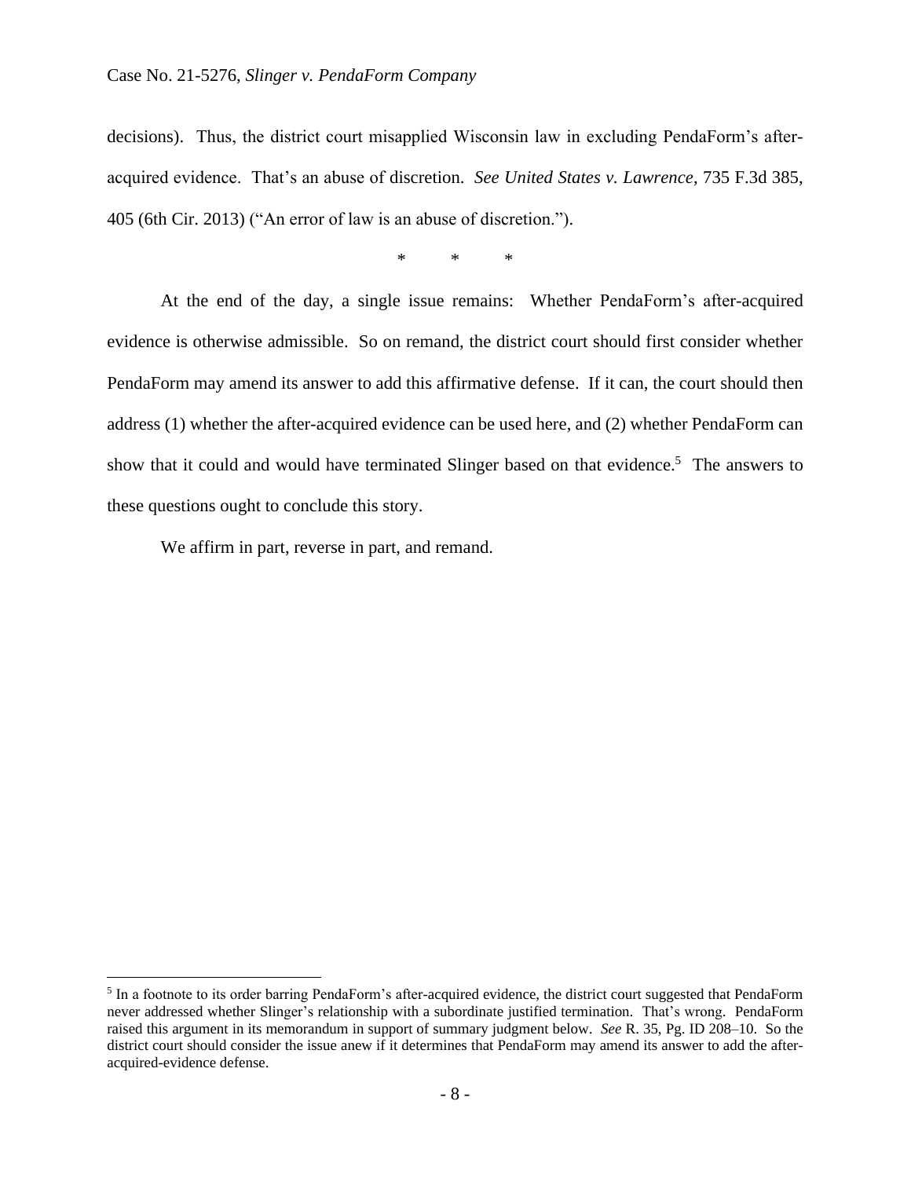decisions). Thus, the district court misapplied Wisconsin law in excluding PendaForm's after-acquired evidence. That's an abuse of discretion. *See United States v. Lawrence*, 735 F.3d 385, 405 (6th Cir. 2013) ("An error of law is an abuse of discretion.").

\* \* \*

At the end of the day, a single issue remains: Whether PendaForm's after-acquired evidence is otherwise admissible. So on remand, the district court should first consider whether PendaForm may amend its answer to add this affirmative defense. If it can, the court should then address (1) whether the after-acquired evidence can be used here, and (2) whether PendaForm can show that it could and would have terminated Slinger based on that evidence.[5] The answers to these questions ought to conclude this story.

We affirm in part, reverse in part, and remand.

---

[5] In a footnote to its order barring PendaForm's after-acquired evidence, the district court suggested that PendaForm never addressed whether Slinger's relationship with a subordinate justified termination. That's wrong. PendaForm raised this argument in its memorandum in support of summary judgment below. *See* R. 35, Pg. ID 208–10. So the district court should consider the issue anew if it determines that PendaForm may amend its answer to add the after-acquired-evidence defense.